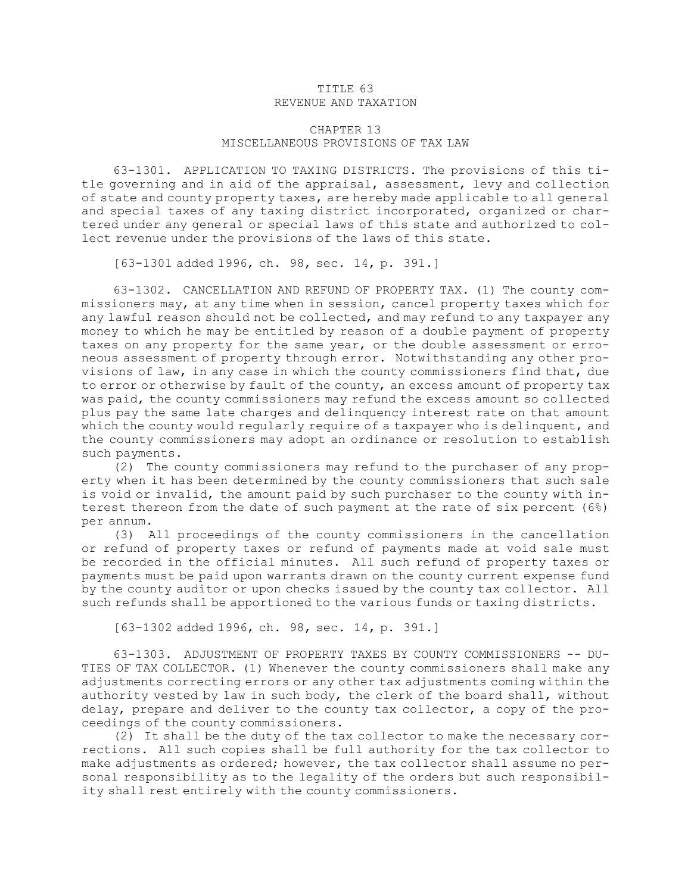# TITLE 63
# REVENUE AND TAXATION

## CHAPTER 13
## MISCELLANEOUS PROVISIONS OF TAX LAW

63-1301. APPLICATION TO TAXING DISTRICTS. The provisions of this title governing and in aid of the appraisal, assessment, levy and collection of state and county property taxes, are hereby made applicable to all general and special taxes of any taxing district incorporated, organized or chartered under any general or special laws of this state and authorized to collect revenue under the provisions of the laws of this state.

[63-1301 added 1996, ch. 98, sec. 14, p. 391.]

63-1302. CANCELLATION AND REFUND OF PROPERTY TAX. (1) The county commissioners may, at any time when in session, cancel property taxes which for any lawful reason should not be collected, and may refund to any taxpayer any money to which he may be entitled by reason of a double payment of property taxes on any property for the same year, or the double assessment or erroneous assessment of property through error. Notwithstanding any other provisions of law, in any case in which the county commissioners find that, due to error or otherwise by fault of the county, an excess amount of property tax was paid, the county commissioners may refund the excess amount so collected plus pay the same late charges and delinquency interest rate on that amount which the county would regularly require of a taxpayer who is delinquent, and the county commissioners may adopt an ordinance or resolution to establish such payments.

(2) The county commissioners may refund to the purchaser of any property when it has been determined by the county commissioners that such sale is void or invalid, the amount paid by such purchaser to the county with interest thereon from the date of such payment at the rate of six percent (6%) per annum.

(3) All proceedings of the county commissioners in the cancellation or refund of property taxes or refund of payments made at void sale must be recorded in the official minutes. All such refund of property taxes or payments must be paid upon warrants drawn on the county current expense fund by the county auditor or upon checks issued by the county tax collector. All such refunds shall be apportioned to the various funds or taxing districts.

[63-1302 added 1996, ch. 98, sec. 14, p. 391.]

63-1303. ADJUSTMENT OF PROPERTY TAXES BY COUNTY COMMISSIONERS -- DUTIES OF TAX COLLECTOR. (1) Whenever the county commissioners shall make any adjustments correcting errors or any other tax adjustments coming within the authority vested by law in such body, the clerk of the board shall, without delay, prepare and deliver to the county tax collector, a copy of the proceedings of the county commissioners.

(2) It shall be the duty of the tax collector to make the necessary corrections. All such copies shall be full authority for the tax collector to make adjustments as ordered; however, the tax collector shall assume no personal responsibility as to the legality of the orders but such responsibility shall rest entirely with the county commissioners.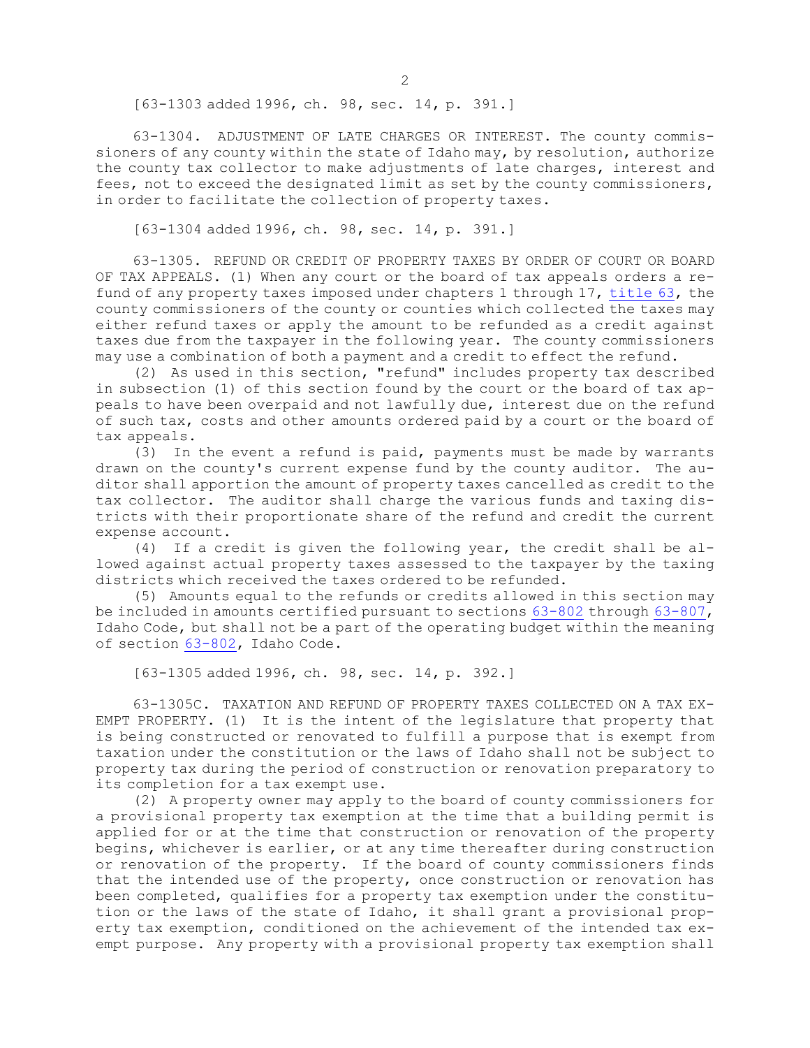[63-1303 added 1996, ch. 98, sec. 14, p. 391.]

63-1304. ADJUSTMENT OF LATE CHARGES OR INTEREST. The county commissioners of any county within the state of Idaho may, by resolution, authorize the county tax collector to make adjustments of late charges, interest and fees, not to exceed the designated limit as set by the county commissioners, in order to facilitate the collection of property taxes.

[63-1304 added 1996, ch. 98, sec. 14, p. 391.]

63-1305. REFUND OR CREDIT OF PROPERTY TAXES BY ORDER OF COURT OR BOARD OF TAX APPEALS. (1) When any court or the board of tax appeals orders a refund of any property taxes imposed under chapters 1 through 17, title 63, the county commissioners of the county or counties which collected the taxes may either refund taxes or apply the amount to be refunded as a credit against taxes due from the taxpayer in the following year. The county commissioners may use a combination of both a payment and a credit to effect the refund.

(2) As used in this section, "refund" includes property tax described in subsection (1) of this section found by the court or the board of tax appeals to have been overpaid and not lawfully due, interest due on the refund of such tax, costs and other amounts ordered paid by a court or the board of tax appeals.

(3) In the event a refund is paid, payments must be made by warrants drawn on the county's current expense fund by the county auditor. The auditor shall apportion the amount of property taxes cancelled as credit to the tax collector. The auditor shall charge the various funds and taxing districts with their proportionate share of the refund and credit the current expense account.

(4) If a credit is given the following year, the credit shall be allowed against actual property taxes assessed to the taxpayer by the taxing districts which received the taxes ordered to be refunded.

(5) Amounts equal to the refunds or credits allowed in this section may be included in amounts certified pursuant to sections 63-802 through 63-807, Idaho Code, but shall not be a part of the operating budget within the meaning of section 63-802, Idaho Code.

[63-1305 added 1996, ch. 98, sec. 14, p. 392.]

63-1305C. TAXATION AND REFUND OF PROPERTY TAXES COLLECTED ON A TAX EXEMPT PROPERTY. (1) It is the intent of the legislature that property that is being constructed or renovated to fulfill a purpose that is exempt from taxation under the constitution or the laws of Idaho shall not be subject to property tax during the period of construction or renovation preparatory to its completion for a tax exempt use.

(2) A property owner may apply to the board of county commissioners for a provisional property tax exemption at the time that a building permit is applied for or at the time that construction or renovation of the property begins, whichever is earlier, or at any time thereafter during construction or renovation of the property. If the board of county commissioners finds that the intended use of the property, once construction or renovation has been completed, qualifies for a property tax exemption under the constitution or the laws of the state of Idaho, it shall grant a provisional property tax exemption, conditioned on the achievement of the intended tax exempt purpose. Any property with a provisional property tax exemption shall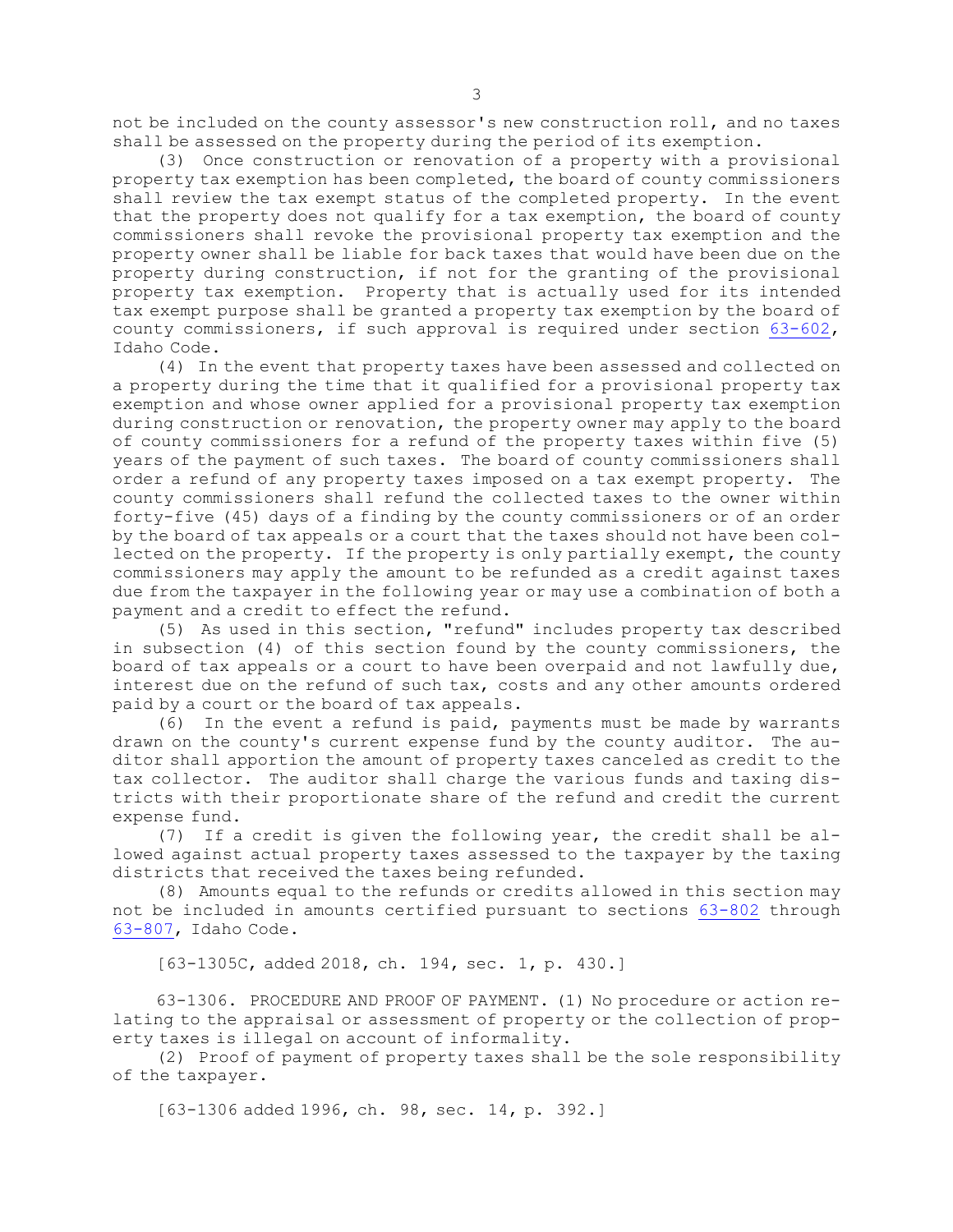not be included on the county assessor's new construction roll, and no taxes shall be assessed on the property during the period of its exemption.

(3) Once construction or renovation of a property with a provisional property tax exemption has been completed, the board of county commissioners shall review the tax exempt status of the completed property. In the event that the property does not qualify for a tax exemption, the board of county commissioners shall revoke the provisional property tax exemption and the property owner shall be liable for back taxes that would have been due on the property during construction, if not for the granting of the provisional property tax exemption. Property that is actually used for its intended tax exempt purpose shall be granted a property tax exemption by the board of county commissioners, if such approval is required under section 63-602, Idaho Code.

(4) In the event that property taxes have been assessed and collected on a property during the time that it qualified for a provisional property tax exemption and whose owner applied for a provisional property tax exemption during construction or renovation, the property owner may apply to the board of county commissioners for a refund of the property taxes within five (5) years of the payment of such taxes. The board of county commissioners shall order a refund of any property taxes imposed on a tax exempt property. The county commissioners shall refund the collected taxes to the owner within forty-five (45) days of a finding by the county commissioners or of an order by the board of tax appeals or a court that the taxes should not have been collected on the property. If the property is only partially exempt, the county commissioners may apply the amount to be refunded as a credit against taxes due from the taxpayer in the following year or may use a combination of both a payment and a credit to effect the refund.

(5) As used in this section, "refund" includes property tax described in subsection (4) of this section found by the county commissioners, the board of tax appeals or a court to have been overpaid and not lawfully due, interest due on the refund of such tax, costs and any other amounts ordered paid by a court or the board of tax appeals.

(6) In the event a refund is paid, payments must be made by warrants drawn on the county's current expense fund by the county auditor. The auditor shall apportion the amount of property taxes canceled as credit to the tax collector. The auditor shall charge the various funds and taxing districts with their proportionate share of the refund and credit the current expense fund.

(7) If a credit is given the following year, the credit shall be allowed against actual property taxes assessed to the taxpayer by the taxing districts that received the taxes being refunded.

(8) Amounts equal to the refunds or credits allowed in this section may not be included in amounts certified pursuant to sections 63-802 through 63-807, Idaho Code.

[63-1305C, added 2018, ch. 194, sec. 1, p. 430.]

63-1306. PROCEDURE AND PROOF OF PAYMENT. (1) No procedure or action relating to the appraisal or assessment of property or the collection of property taxes is illegal on account of informality.

(2) Proof of payment of property taxes shall be the sole responsibility of the taxpayer.

[63-1306 added 1996, ch. 98, sec. 14, p. 392.]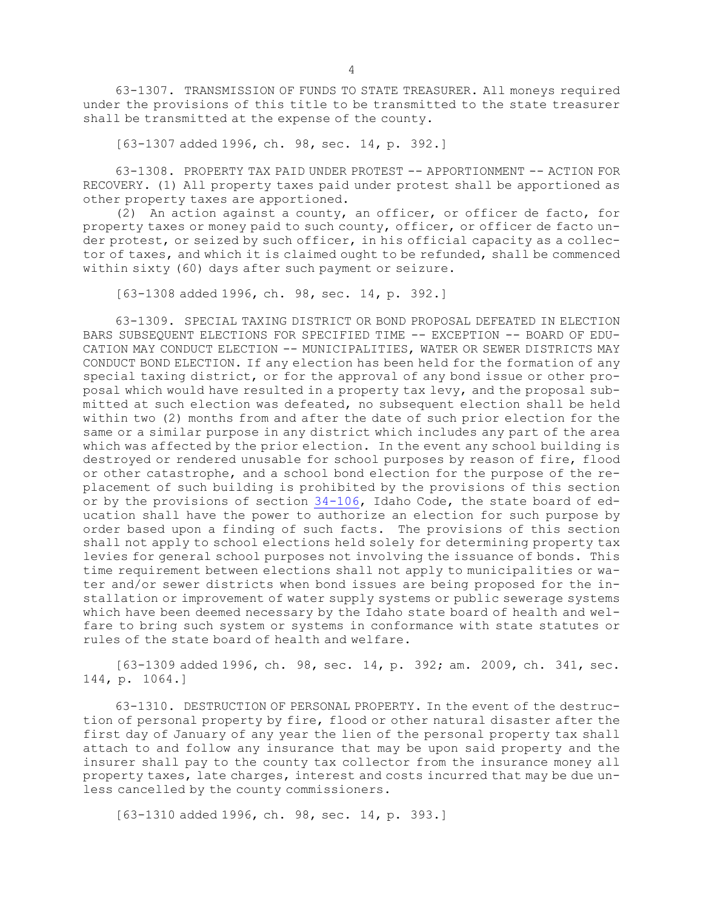63-1307. TRANSMISSION OF FUNDS TO STATE TREASURER. All moneys required under the provisions of this title to be transmitted to the state treasurer shall be transmitted at the expense of the county.

[63-1307 added 1996, ch. 98, sec. 14, p. 392.]

63-1308. PROPERTY TAX PAID UNDER PROTEST -- APPORTIONMENT -- ACTION FOR RECOVERY. (1) All property taxes paid under protest shall be apportioned as other property taxes are apportioned.

(2) An action against a county, an officer, or officer de facto, for property taxes or money paid to such county, officer, or officer de facto under protest, or seized by such officer, in his official capacity as a collector of taxes, and which it is claimed ought to be refunded, shall be commenced within sixty (60) days after such payment or seizure.

[63-1308 added 1996, ch. 98, sec. 14, p. 392.]

63-1309. SPECIAL TAXING DISTRICT OR BOND PROPOSAL DEFEATED IN ELECTION BARS SUBSEQUENT ELECTIONS FOR SPECIFIED TIME -- EXCEPTION -- BOARD OF EDUCATION MAY CONDUCT ELECTION -- MUNICIPALITIES, WATER OR SEWER DISTRICTS MAY CONDUCT BOND ELECTION. If any election has been held for the formation of any special taxing district, or for the approval of any bond issue or other proposal which would have resulted in a property tax levy, and the proposal submitted at such election was defeated, no subsequent election shall be held within two (2) months from and after the date of such prior election for the same or a similar purpose in any district which includes any part of the area which was affected by the prior election. In the event any school building is destroyed or rendered unusable for school purposes by reason of fire, flood or other catastrophe, and a school bond election for the purpose of the replacement of such building is prohibited by the provisions of this section or by the provisions of section 34-106, Idaho Code, the state board of education shall have the power to authorize an election for such purpose by order based upon a finding of such facts. The provisions of this section shall not apply to school elections held solely for determining property tax levies for general school purposes not involving the issuance of bonds. This time requirement between elections shall not apply to municipalities or water and/or sewer districts when bond issues are being proposed for the installation or improvement of water supply systems or public sewerage systems which have been deemed necessary by the Idaho state board of health and welfare to bring such system or systems in conformance with state statutes or rules of the state board of health and welfare.

[63-1309 added 1996, ch. 98, sec. 14, p. 392; am. 2009, ch. 341, sec. 144, p. 1064.]

63-1310. DESTRUCTION OF PERSONAL PROPERTY. In the event of the destruction of personal property by fire, flood or other natural disaster after the first day of January of any year the lien of the personal property tax shall attach to and follow any insurance that may be upon said property and the insurer shall pay to the county tax collector from the insurance money all property taxes, late charges, interest and costs incurred that may be due unless cancelled by the county commissioners.

[63-1310 added 1996, ch. 98, sec. 14, p. 393.]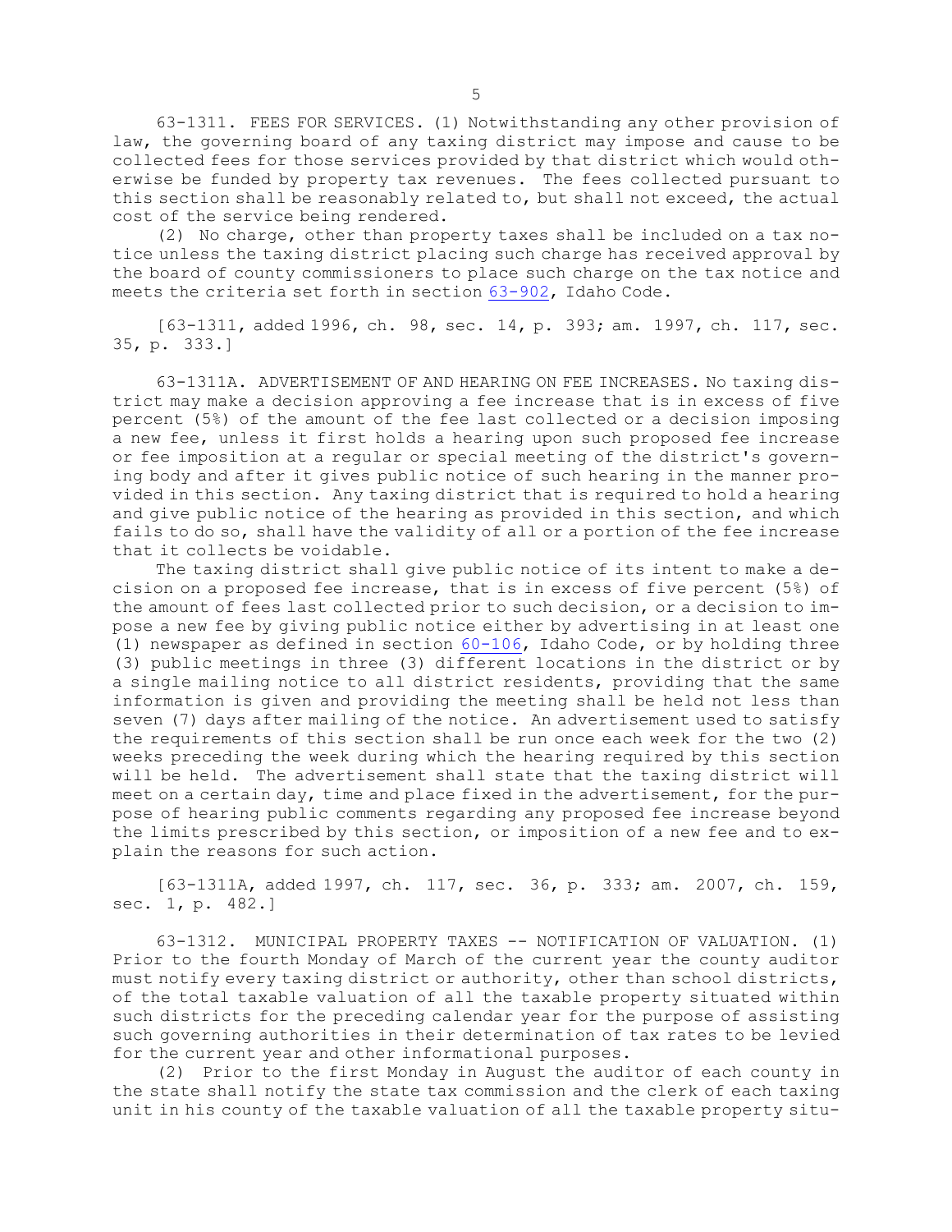63-1311. FEES FOR SERVICES. (1) Notwithstanding any other provision of law, the governing board of any taxing district may impose and cause to be collected fees for those services provided by that district which would otherwise be funded by property tax revenues. The fees collected pursuant to this section shall be reasonably related to, but shall not exceed, the actual cost of the service being rendered.

(2) No charge, other than property taxes shall be included on a tax notice unless the taxing district placing such charge has received approval by the board of county commissioners to place such charge on the tax notice and meets the criteria set forth in section 63-902, Idaho Code.

[63-1311, added 1996, ch. 98, sec. 14, p. 393; am. 1997, ch. 117, sec. 35, p. 333.]

63-1311A. ADVERTISEMENT OF AND HEARING ON FEE INCREASES. No taxing district may make a decision approving a fee increase that is in excess of five percent (5%) of the amount of the fee last collected or a decision imposing a new fee, unless it first holds a hearing upon such proposed fee increase or fee imposition at a regular or special meeting of the district's governing body and after it gives public notice of such hearing in the manner provided in this section. Any taxing district that is required to hold a hearing and give public notice of the hearing as provided in this section, and which fails to do so, shall have the validity of all or a portion of the fee increase that it collects be voidable.

The taxing district shall give public notice of its intent to make a decision on a proposed fee increase, that is in excess of five percent (5%) of the amount of fees last collected prior to such decision, or a decision to impose a new fee by giving public notice either by advertising in at least one (1) newspaper as defined in section 60-106, Idaho Code, or by holding three (3) public meetings in three (3) different locations in the district or by a single mailing notice to all district residents, providing that the same information is given and providing the meeting shall be held not less than seven (7) days after mailing of the notice. An advertisement used to satisfy the requirements of this section shall be run once each week for the two (2) weeks preceding the week during which the hearing required by this section will be held. The advertisement shall state that the taxing district will meet on a certain day, time and place fixed in the advertisement, for the purpose of hearing public comments regarding any proposed fee increase beyond the limits prescribed by this section, or imposition of a new fee and to explain the reasons for such action.

[63-1311A, added 1997, ch. 117, sec. 36, p. 333; am. 2007, ch. 159, sec. 1, p. 482.]

63-1312. MUNICIPAL PROPERTY TAXES -- NOTIFICATION OF VALUATION. (1) Prior to the fourth Monday of March of the current year the county auditor must notify every taxing district or authority, other than school districts, of the total taxable valuation of all the taxable property situated within such districts for the preceding calendar year for the purpose of assisting such governing authorities in their determination of tax rates to be levied for the current year and other informational purposes.

(2) Prior to the first Monday in August the auditor of each county in the state shall notify the state tax commission and the clerk of each taxing unit in his county of the taxable valuation of all the taxable property situ-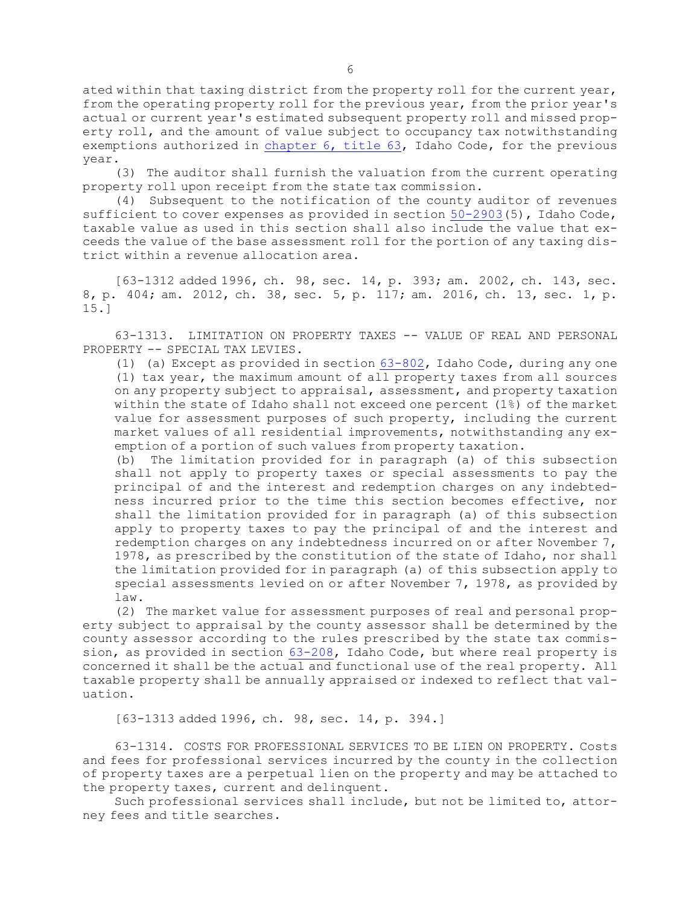ated within that taxing district from the property roll for the current year, from the operating property roll for the previous year, from the prior year's actual or current year's estimated subsequent property roll and missed property roll, and the amount of value subject to occupancy tax notwithstanding exemptions authorized in chapter 6, title 63, Idaho Code, for the previous year.

(3) The auditor shall furnish the valuation from the current operating property roll upon receipt from the state tax commission.

(4) Subsequent to the notification of the county auditor of revenues sufficient to cover expenses as provided in section 50-2903(5), Idaho Code, taxable value as used in this section shall also include the value that exceeds the value of the base assessment roll for the portion of any taxing district within a revenue allocation area.

[63-1312 added 1996, ch. 98, sec. 14, p. 393; am. 2002, ch. 143, sec. 8, p. 404; am. 2012, ch. 38, sec. 5, p. 117; am. 2016, ch. 13, sec. 1, p. 15.]

63-1313. LIMITATION ON PROPERTY TAXES -- VALUE OF REAL AND PERSONAL PROPERTY -- SPECIAL TAX LEVIES.

(1) (a) Except as provided in section 63-802, Idaho Code, during any one (1) tax year, the maximum amount of all property taxes from all sources on any property subject to appraisal, assessment, and property taxation within the state of Idaho shall not exceed one percent (1%) of the market value for assessment purposes of such property, including the current market values of all residential improvements, notwithstanding any exemption of a portion of such values from property taxation.

(b) The limitation provided for in paragraph (a) of this subsection shall not apply to property taxes or special assessments to pay the principal of and the interest and redemption charges on any indebtedness incurred prior to the time this section becomes effective, nor shall the limitation provided for in paragraph (a) of this subsection apply to property taxes to pay the principal of and the interest and redemption charges on any indebtedness incurred on or after November 7, 1978, as prescribed by the constitution of the state of Idaho, nor shall the limitation provided for in paragraph (a) of this subsection apply to special assessments levied on or after November 7, 1978, as provided by law.

(2) The market value for assessment purposes of real and personal property subject to appraisal by the county assessor shall be determined by the county assessor according to the rules prescribed by the state tax commission, as provided in section 63-208, Idaho Code, but where real property is concerned it shall be the actual and functional use of the real property. All taxable property shall be annually appraised or indexed to reflect that valuation.

[63-1313 added 1996, ch. 98, sec. 14, p. 394.]

63-1314. COSTS FOR PROFESSIONAL SERVICES TO BE LIEN ON PROPERTY. Costs and fees for professional services incurred by the county in the collection of property taxes are a perpetual lien on the property and may be attached to the property taxes, current and delinquent.

Such professional services shall include, but not be limited to, attorney fees and title searches.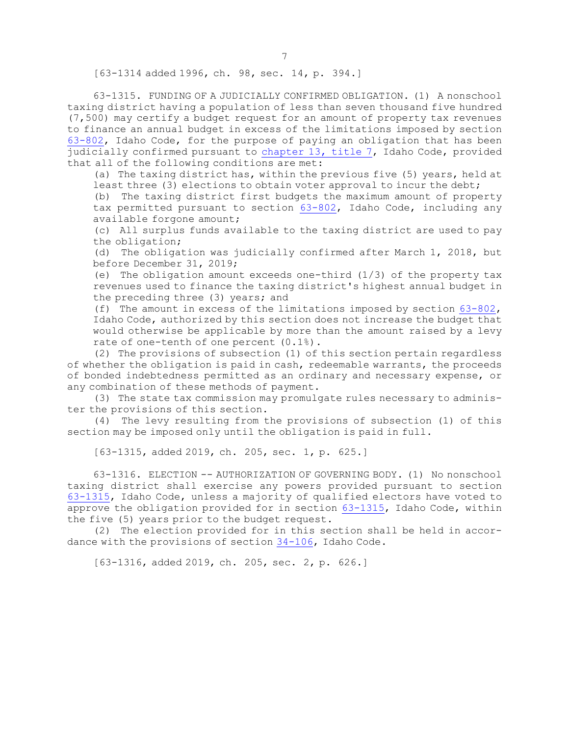[63-1314 added 1996, ch. 98, sec. 14, p. 394.]

63-1315. FUNDING OF A JUDICIALLY CONFIRMED OBLIGATION. (1) A nonschool taxing district having a population of less than seven thousand five hundred (7,500) may certify a budget request for an amount of property tax revenues to finance an annual budget in excess of the limitations imposed by section 63-802, Idaho Code, for the purpose of paying an obligation that has been judicially confirmed pursuant to chapter 13, title 7, Idaho Code, provided that all of the following conditions are met:

(a) The taxing district has, within the previous five (5) years, held at least three (3) elections to obtain voter approval to incur the debt;

(b) The taxing district first budgets the maximum amount of property tax permitted pursuant to section 63-802, Idaho Code, including any available forgone amount;

(c) All surplus funds available to the taxing district are used to pay the obligation;

(d) The obligation was judicially confirmed after March 1, 2018, but before December 31, 2019;

(e) The obligation amount exceeds one-third (1/3) of the property tax revenues used to finance the taxing district's highest annual budget in the preceding three (3) years; and

(f) The amount in excess of the limitations imposed by section 63-802, Idaho Code, authorized by this section does not increase the budget that would otherwise be applicable by more than the amount raised by a levy rate of one-tenth of one percent (0.1%).

(2) The provisions of subsection (1) of this section pertain regardless of whether the obligation is paid in cash, redeemable warrants, the proceeds of bonded indebtedness permitted as an ordinary and necessary expense, or any combination of these methods of payment.

(3) The state tax commission may promulgate rules necessary to administer the provisions of this section.

(4) The levy resulting from the provisions of subsection (1) of this section may be imposed only until the obligation is paid in full.

[63-1315, added 2019, ch. 205, sec. 1, p. 625.]

63-1316. ELECTION -- AUTHORIZATION OF GOVERNING BODY. (1) No nonschool taxing district shall exercise any powers provided pursuant to section 63-1315, Idaho Code, unless a majority of qualified electors have voted to approve the obligation provided for in section 63-1315, Idaho Code, within the five (5) years prior to the budget request.

(2) The election provided for in this section shall be held in accordance with the provisions of section 34-106, Idaho Code.

[63-1316, added 2019, ch. 205, sec. 2, p. 626.]